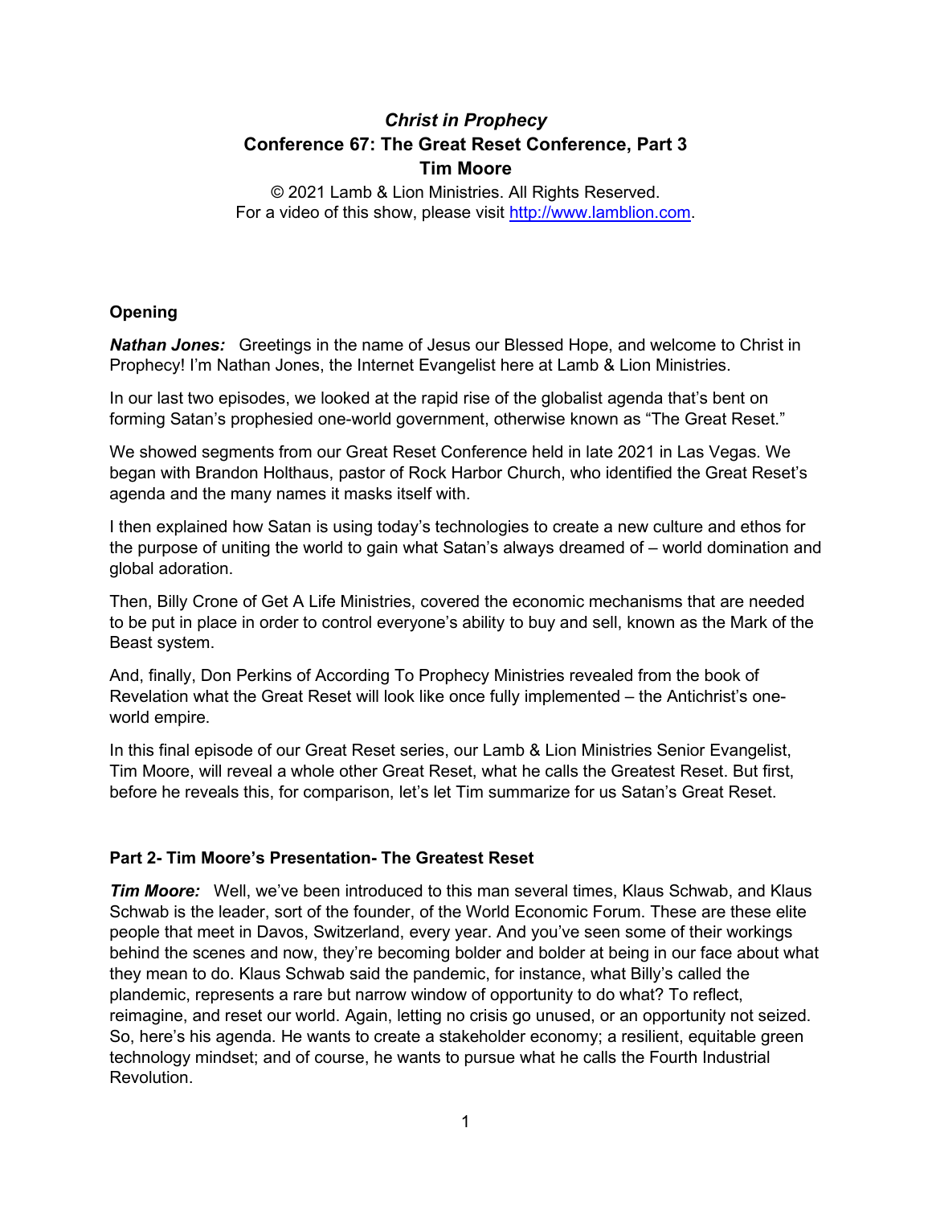# *Christ in Prophecy*
## Conference 67: The Great Reset Conference, Part 3
## Tim Moore

© 2021 Lamb & Lion Ministries. All Rights Reserved.
For a video of this show, please visit http://www.lamblion.com.

### Opening

***Nathan Jones:*** Greetings in the name of Jesus our Blessed Hope, and welcome to Christ in Prophecy! I'm Nathan Jones, the Internet Evangelist here at Lamb & Lion Ministries.

In our last two episodes, we looked at the rapid rise of the globalist agenda that's bent on forming Satan's prophesied one-world government, otherwise known as "The Great Reset."

We showed segments from our Great Reset Conference held in late 2021 in Las Vegas. We began with Brandon Holthaus, pastor of Rock Harbor Church, who identified the Great Reset's agenda and the many names it masks itself with.

I then explained how Satan is using today's technologies to create a new culture and ethos for the purpose of uniting the world to gain what Satan's always dreamed of – world domination and global adoration.

Then, Billy Crone of Get A Life Ministries, covered the economic mechanisms that are needed to be put in place in order to control everyone's ability to buy and sell, known as the Mark of the Beast system.

And, finally, Don Perkins of According To Prophecy Ministries revealed from the book of Revelation what the Great Reset will look like once fully implemented – the Antichrist's one-world empire.

In this final episode of our Great Reset series, our Lamb & Lion Ministries Senior Evangelist, Tim Moore, will reveal a whole other Great Reset, what he calls the Greatest Reset. But first, before he reveals this, for comparison, let's let Tim summarize for us Satan's Great Reset.

### Part 2- Tim Moore's Presentation- The Greatest Reset

***Tim Moore:*** Well, we've been introduced to this man several times, Klaus Schwab, and Klaus Schwab is the leader, sort of the founder, of the World Economic Forum. These are these elite people that meet in Davos, Switzerland, every year. And you've seen some of their workings behind the scenes and now, they're becoming bolder and bolder at being in our face about what they mean to do. Klaus Schwab said the pandemic, for instance, what Billy's called the plandemic, represents a rare but narrow window of opportunity to do what? To reflect, reimagine, and reset our world. Again, letting no crisis go unused, or an opportunity not seized. So, here's his agenda. He wants to create a stakeholder economy; a resilient, equitable green technology mindset; and of course, he wants to pursue what he calls the Fourth Industrial Revolution.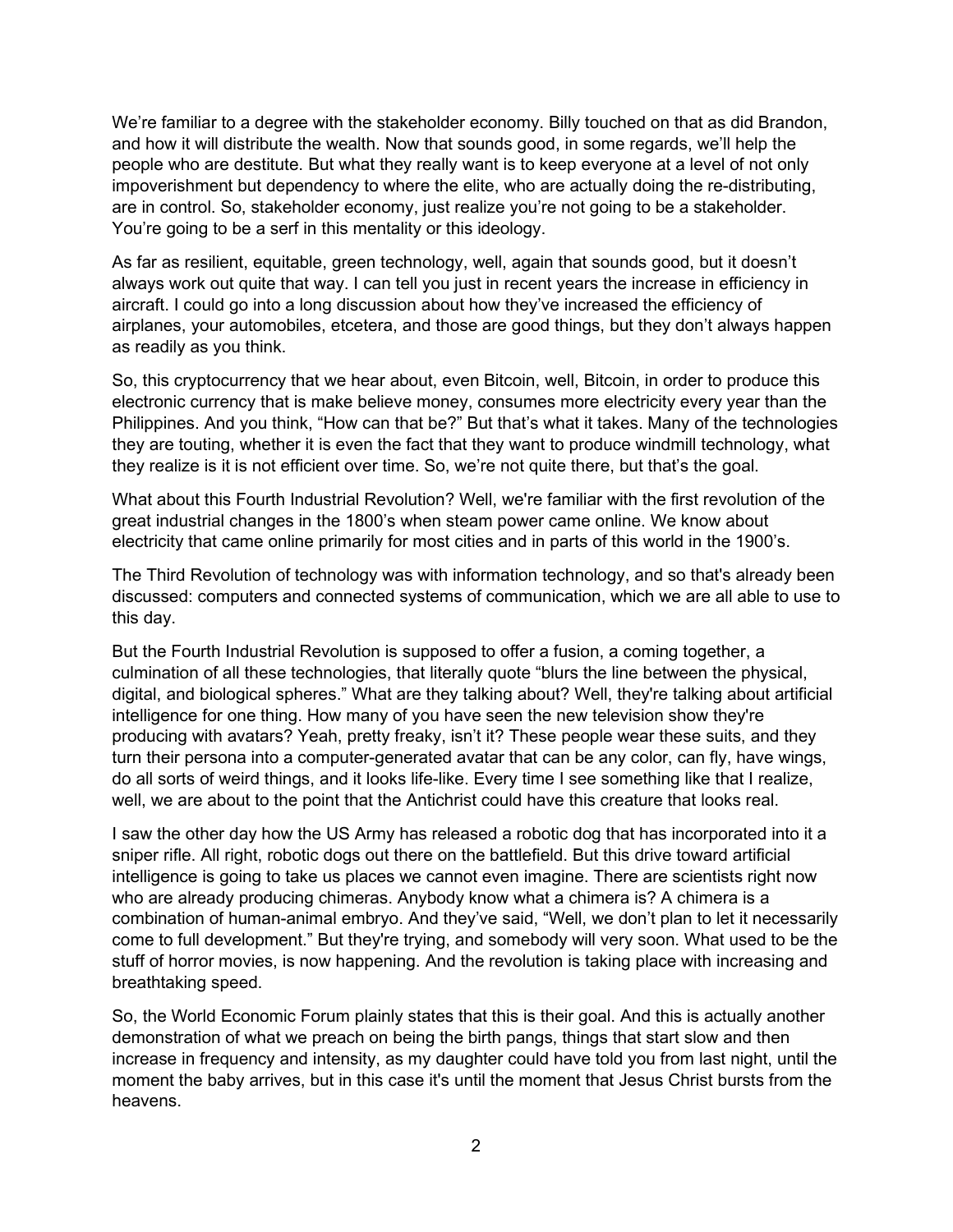We're familiar to a degree with the stakeholder economy. Billy touched on that as did Brandon, and how it will distribute the wealth. Now that sounds good, in some regards, we'll help the people who are destitute. But what they really want is to keep everyone at a level of not only impoverishment but dependency to where the elite, who are actually doing the re-distributing, are in control. So, stakeholder economy, just realize you're not going to be a stakeholder. You're going to be a serf in this mentality or this ideology.

As far as resilient, equitable, green technology, well, again that sounds good, but it doesn't always work out quite that way. I can tell you just in recent years the increase in efficiency in aircraft. I could go into a long discussion about how they've increased the efficiency of airplanes, your automobiles, etcetera, and those are good things, but they don't always happen as readily as you think.

So, this cryptocurrency that we hear about, even Bitcoin, well, Bitcoin, in order to produce this electronic currency that is make believe money, consumes more electricity every year than the Philippines. And you think, "How can that be?" But that's what it takes. Many of the technologies they are touting, whether it is even the fact that they want to produce windmill technology, what they realize is it is not efficient over time. So, we're not quite there, but that's the goal.

What about this Fourth Industrial Revolution? Well, we're familiar with the first revolution of the great industrial changes in the 1800's when steam power came online. We know about electricity that came online primarily for most cities and in parts of this world in the 1900's.

The Third Revolution of technology was with information technology, and so that's already been discussed: computers and connected systems of communication, which we are all able to use to this day.

But the Fourth Industrial Revolution is supposed to offer a fusion, a coming together, a culmination of all these technologies, that literally quote "blurs the line between the physical, digital, and biological spheres." What are they talking about? Well, they're talking about artificial intelligence for one thing. How many of you have seen the new television show they're producing with avatars? Yeah, pretty freaky, isn't it? These people wear these suits, and they turn their persona into a computer-generated avatar that can be any color, can fly, have wings, do all sorts of weird things, and it looks life-like. Every time I see something like that I realize, well, we are about to the point that the Antichrist could have this creature that looks real.

I saw the other day how the US Army has released a robotic dog that has incorporated into it a sniper rifle. All right, robotic dogs out there on the battlefield. But this drive toward artificial intelligence is going to take us places we cannot even imagine. There are scientists right now who are already producing chimeras. Anybody know what a chimera is? A chimera is a combination of human-animal embryo. And they've said, "Well, we don't plan to let it necessarily come to full development." But they're trying, and somebody will very soon. What used to be the stuff of horror movies, is now happening. And the revolution is taking place with increasing and breathtaking speed.

So, the World Economic Forum plainly states that this is their goal. And this is actually another demonstration of what we preach on being the birth pangs, things that start slow and then increase in frequency and intensity, as my daughter could have told you from last night, until the moment the baby arrives, but in this case it's until the moment that Jesus Christ bursts from the heavens.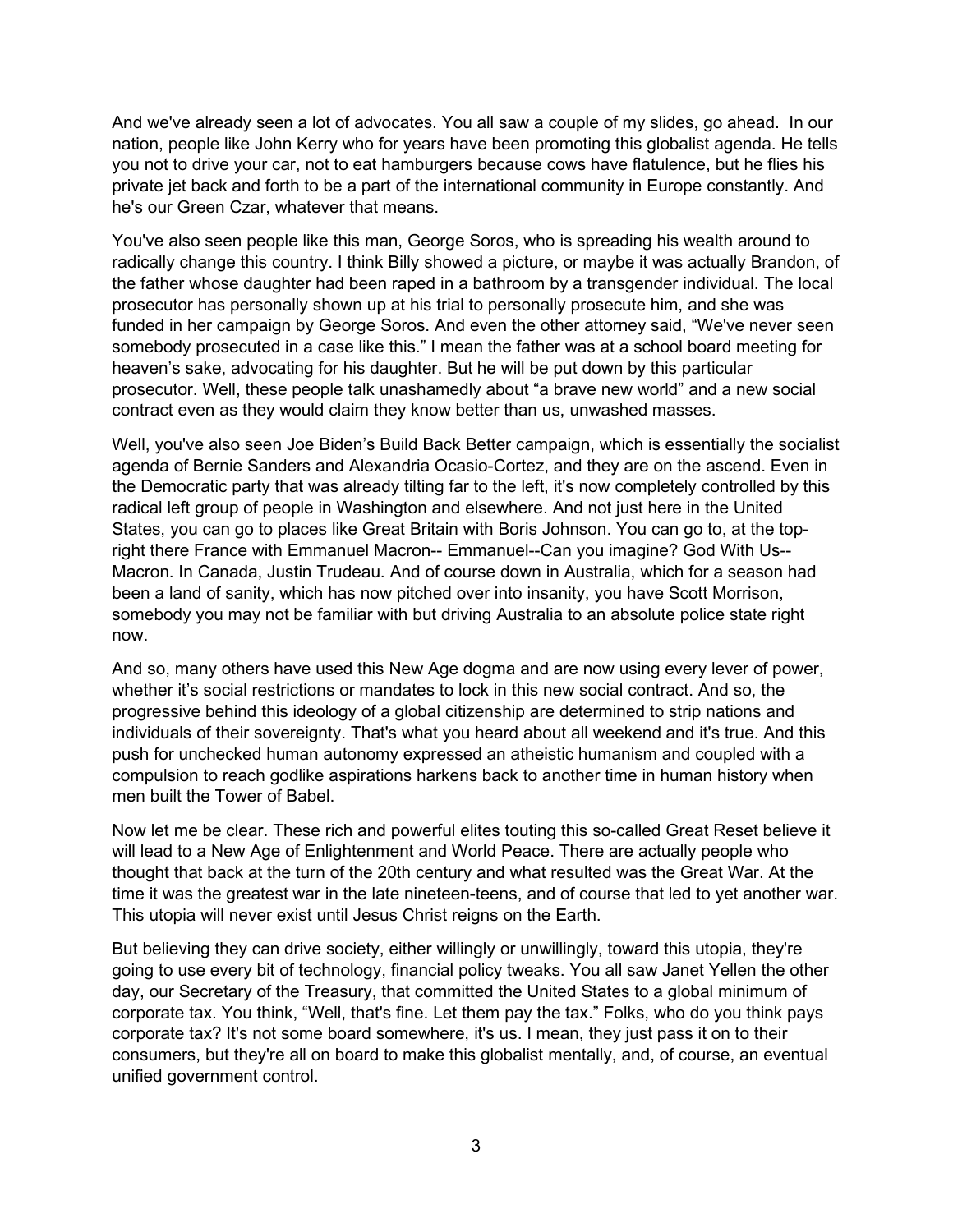And we've already seen a lot of advocates. You all saw a couple of my slides, go ahead. In our nation, people like John Kerry who for years have been promoting this globalist agenda. He tells you not to drive your car, not to eat hamburgers because cows have flatulence, but he flies his private jet back and forth to be a part of the international community in Europe constantly. And he's our Green Czar, whatever that means.

You've also seen people like this man, George Soros, who is spreading his wealth around to radically change this country. I think Billy showed a picture, or maybe it was actually Brandon, of the father whose daughter had been raped in a bathroom by a transgender individual. The local prosecutor has personally shown up at his trial to personally prosecute him, and she was funded in her campaign by George Soros. And even the other attorney said, "We've never seen somebody prosecuted in a case like this." I mean the father was at a school board meeting for heaven's sake, advocating for his daughter. But he will be put down by this particular prosecutor. Well, these people talk unashamedly about "a brave new world" and a new social contract even as they would claim they know better than us, unwashed masses.

Well, you've also seen Joe Biden's Build Back Better campaign, which is essentially the socialist agenda of Bernie Sanders and Alexandria Ocasio-Cortez, and they are on the ascend. Even in the Democratic party that was already tilting far to the left, it's now completely controlled by this radical left group of people in Washington and elsewhere. And not just here in the United States, you can go to places like Great Britain with Boris Johnson. You can go to, at the top-right there France with Emmanuel Macron-- Emmanuel--Can you imagine? God With Us-- Macron. In Canada, Justin Trudeau. And of course down in Australia, which for a season had been a land of sanity, which has now pitched over into insanity, you have Scott Morrison, somebody you may not be familiar with but driving Australia to an absolute police state right now.

And so, many others have used this New Age dogma and are now using every lever of power, whether it's social restrictions or mandates to lock in this new social contract. And so, the progressive behind this ideology of a global citizenship are determined to strip nations and individuals of their sovereignty. That's what you heard about all weekend and it's true. And this push for unchecked human autonomy expressed an atheistic humanism and coupled with a compulsion to reach godlike aspirations harkens back to another time in human history when men built the Tower of Babel.

Now let me be clear. These rich and powerful elites touting this so-called Great Reset believe it will lead to a New Age of Enlightenment and World Peace. There are actually people who thought that back at the turn of the 20th century and what resulted was the Great War. At the time it was the greatest war in the late nineteen-teens, and of course that led to yet another war. This utopia will never exist until Jesus Christ reigns on the Earth.

But believing they can drive society, either willingly or unwillingly, toward this utopia, they're going to use every bit of technology, financial policy tweaks. You all saw Janet Yellen the other day, our Secretary of the Treasury, that committed the United States to a global minimum of corporate tax. You think, "Well, that's fine. Let them pay the tax." Folks, who do you think pays corporate tax? It's not some board somewhere, it's us. I mean, they just pass it on to their consumers, but they're all on board to make this globalist mentally, and, of course, an eventual unified government control.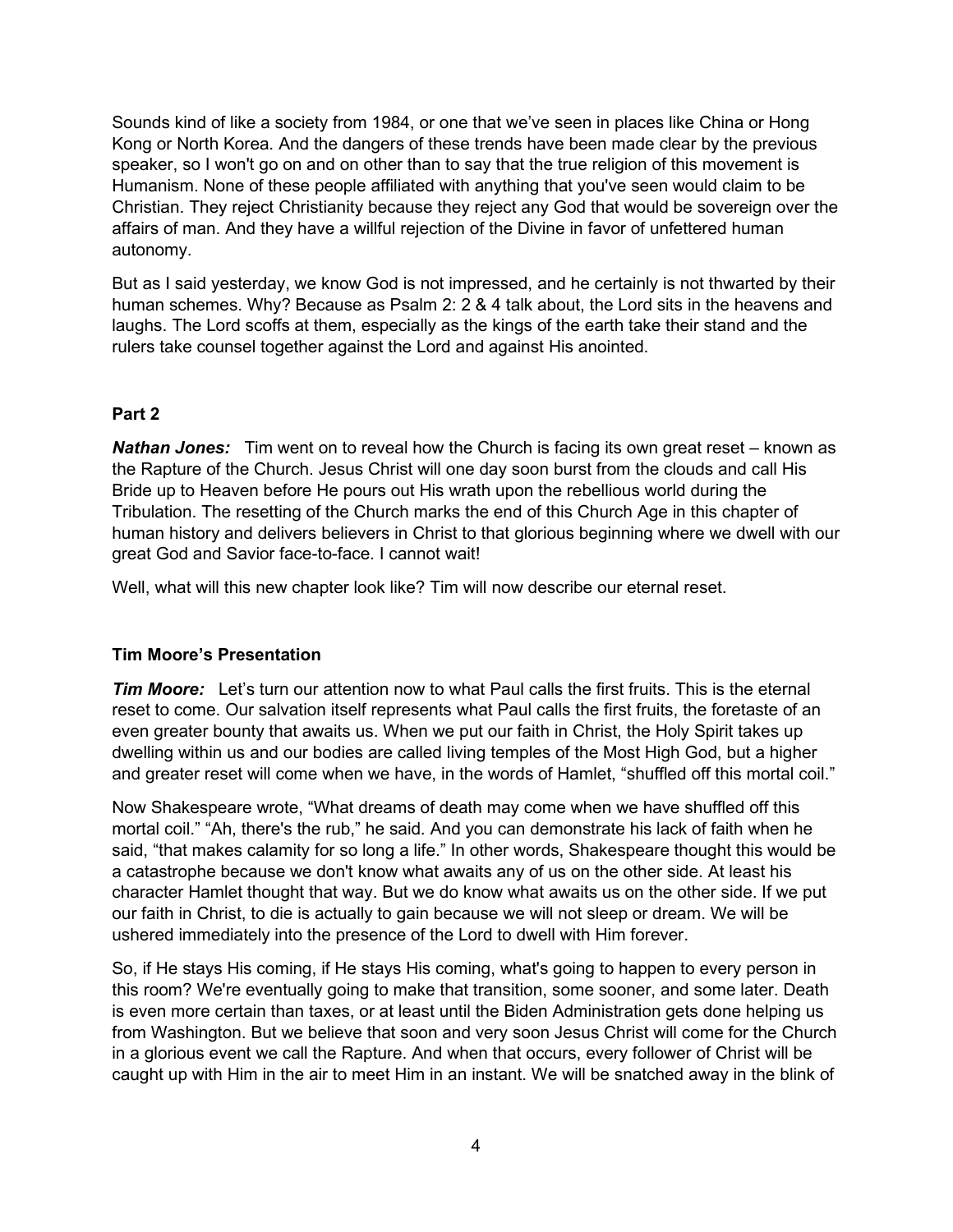Sounds kind of like a society from 1984, or one that we've seen in places like China or Hong Kong or North Korea. And the dangers of these trends have been made clear by the previous speaker, so I won't go on and on other than to say that the true religion of this movement is Humanism. None of these people affiliated with anything that you've seen would claim to be Christian. They reject Christianity because they reject any God that would be sovereign over the affairs of man. And they have a willful rejection of the Divine in favor of unfettered human autonomy.

But as I said yesterday, we know God is not impressed, and he certainly is not thwarted by their human schemes. Why? Because as Psalm 2: 2 & 4 talk about, the Lord sits in the heavens and laughs. The Lord scoffs at them, especially as the kings of the earth take their stand and the rulers take counsel together against the Lord and against His anointed.

**Part 2**

***Nathan Jones:*** Tim went on to reveal how the Church is facing its own great reset – known as the Rapture of the Church. Jesus Christ will one day soon burst from the clouds and call His Bride up to Heaven before He pours out His wrath upon the rebellious world during the Tribulation. The resetting of the Church marks the end of this Church Age in this chapter of human history and delivers believers in Christ to that glorious beginning where we dwell with our great God and Savior face-to-face. I cannot wait!

Well, what will this new chapter look like? Tim will now describe our eternal reset.

**Tim Moore's Presentation**

***Tim Moore:*** Let's turn our attention now to what Paul calls the first fruits. This is the eternal reset to come. Our salvation itself represents what Paul calls the first fruits, the foretaste of an even greater bounty that awaits us. When we put our faith in Christ, the Holy Spirit takes up dwelling within us and our bodies are called living temples of the Most High God, but a higher and greater reset will come when we have, in the words of Hamlet, "shuffled off this mortal coil."

Now Shakespeare wrote, "What dreams of death may come when we have shuffled off this mortal coil." "Ah, there's the rub," he said. And you can demonstrate his lack of faith when he said, "that makes calamity for so long a life." In other words, Shakespeare thought this would be a catastrophe because we don't know what awaits any of us on the other side. At least his character Hamlet thought that way. But we do know what awaits us on the other side. If we put our faith in Christ, to die is actually to gain because we will not sleep or dream. We will be ushered immediately into the presence of the Lord to dwell with Him forever.

So, if He stays His coming, if He stays His coming, what's going to happen to every person in this room? We're eventually going to make that transition, some sooner, and some later. Death is even more certain than taxes, or at least until the Biden Administration gets done helping us from Washington. But we believe that soon and very soon Jesus Christ will come for the Church in a glorious event we call the Rapture. And when that occurs, every follower of Christ will be caught up with Him in the air to meet Him in an instant. We will be snatched away in the blink of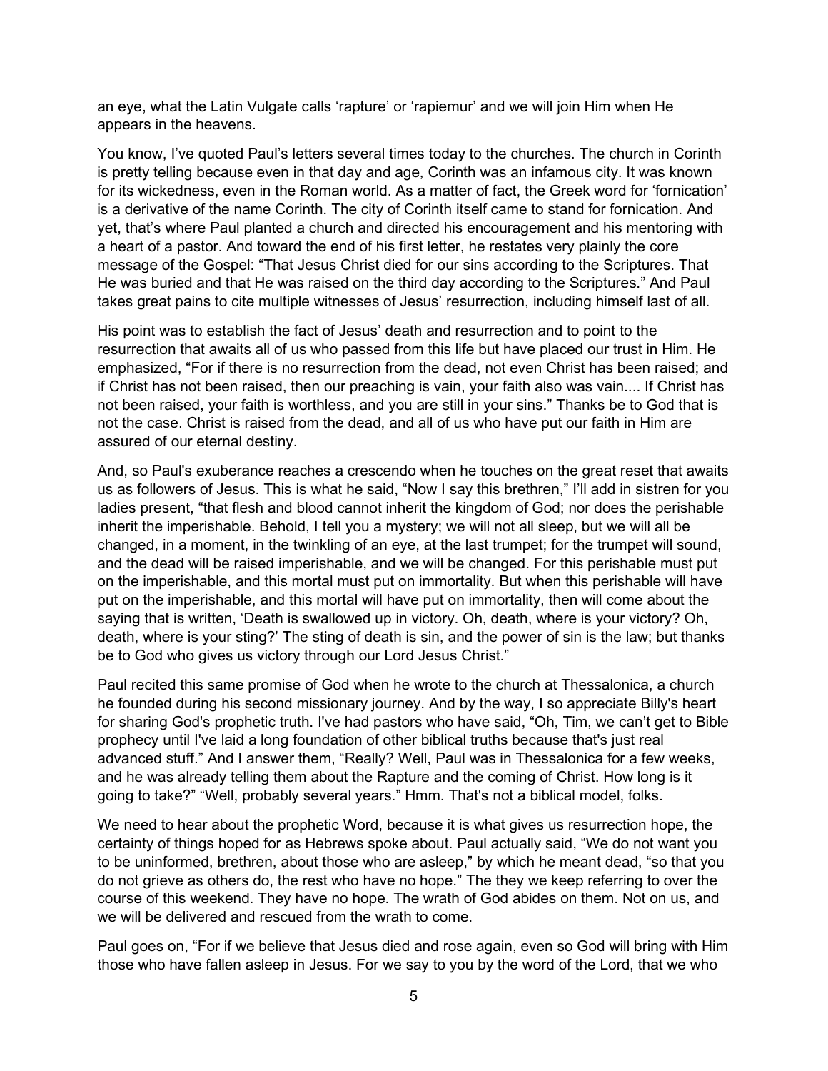an eye, what the Latin Vulgate calls 'rapture' or 'rapiemur' and we will join Him when He appears in the heavens.

You know, I've quoted Paul's letters several times today to the churches. The church in Corinth is pretty telling because even in that day and age, Corinth was an infamous city. It was known for its wickedness, even in the Roman world. As a matter of fact, the Greek word for 'fornication' is a derivative of the name Corinth. The city of Corinth itself came to stand for fornication. And yet, that's where Paul planted a church and directed his encouragement and his mentoring with a heart of a pastor. And toward the end of his first letter, he restates very plainly the core message of the Gospel: "That Jesus Christ died for our sins according to the Scriptures. That He was buried and that He was raised on the third day according to the Scriptures." And Paul takes great pains to cite multiple witnesses of Jesus' resurrection, including himself last of all.

His point was to establish the fact of Jesus' death and resurrection and to point to the resurrection that awaits all of us who passed from this life but have placed our trust in Him. He emphasized, "For if there is no resurrection from the dead, not even Christ has been raised; and if Christ has not been raised, then our preaching is vain, your faith also was vain.... If Christ has not been raised, your faith is worthless, and you are still in your sins." Thanks be to God that is not the case. Christ is raised from the dead, and all of us who have put our faith in Him are assured of our eternal destiny.

And, so Paul's exuberance reaches a crescendo when he touches on the great reset that awaits us as followers of Jesus. This is what he said, "Now I say this brethren," I'll add in sistren for you ladies present, "that flesh and blood cannot inherit the kingdom of God; nor does the perishable inherit the imperishable. Behold, I tell you a mystery; we will not all sleep, but we will all be changed, in a moment, in the twinkling of an eye, at the last trumpet; for the trumpet will sound, and the dead will be raised imperishable, and we will be changed. For this perishable must put on the imperishable, and this mortal must put on immortality. But when this perishable will have put on the imperishable, and this mortal will have put on immortality, then will come about the saying that is written, 'Death is swallowed up in victory. Oh, death, where is your victory? Oh, death, where is your sting?' The sting of death is sin, and the power of sin is the law; but thanks be to God who gives us victory through our Lord Jesus Christ."

Paul recited this same promise of God when he wrote to the church at Thessalonica, a church he founded during his second missionary journey. And by the way, I so appreciate Billy's heart for sharing God's prophetic truth. I've had pastors who have said, "Oh, Tim, we can't get to Bible prophecy until I've laid a long foundation of other biblical truths because that's just real advanced stuff." And I answer them, "Really? Well, Paul was in Thessalonica for a few weeks, and he was already telling them about the Rapture and the coming of Christ. How long is it going to take?" "Well, probably several years." Hmm. That's not a biblical model, folks.

We need to hear about the prophetic Word, because it is what gives us resurrection hope, the certainty of things hoped for as Hebrews spoke about. Paul actually said, "We do not want you to be uninformed, brethren, about those who are asleep," by which he meant dead, "so that you do not grieve as others do, the rest who have no hope." The they we keep referring to over the course of this weekend. They have no hope. The wrath of God abides on them. Not on us, and we will be delivered and rescued from the wrath to come.

Paul goes on, "For if we believe that Jesus died and rose again, even so God will bring with Him those who have fallen asleep in Jesus. For we say to you by the word of the Lord, that we who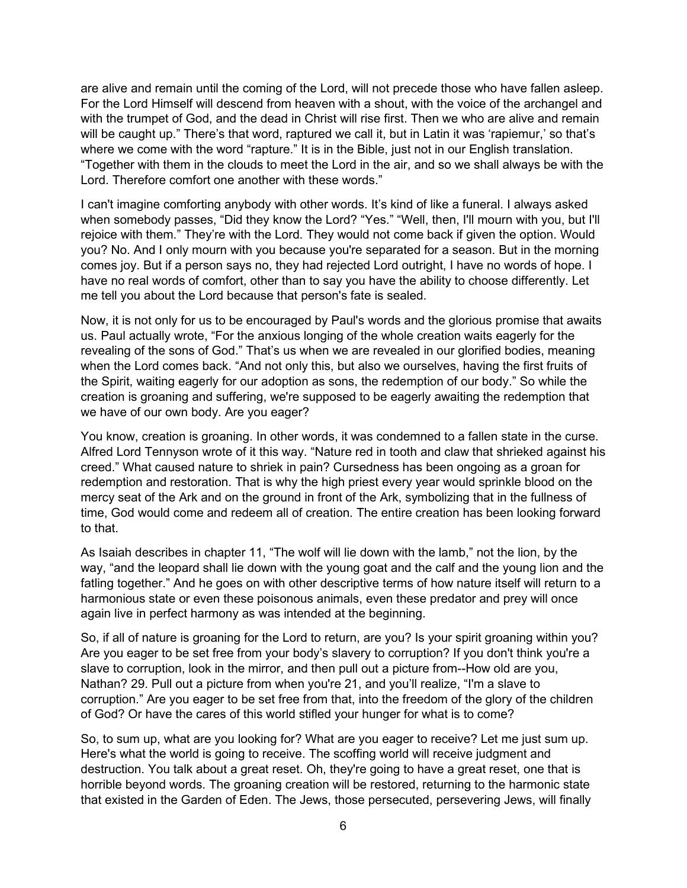are alive and remain until the coming of the Lord, will not precede those who have fallen asleep. For the Lord Himself will descend from heaven with a shout, with the voice of the archangel and with the trumpet of God, and the dead in Christ will rise first. Then we who are alive and remain will be caught up." There's that word, raptured we call it, but in Latin it was 'rapiemur,' so that's where we come with the word "rapture." It is in the Bible, just not in our English translation. "Together with them in the clouds to meet the Lord in the air, and so we shall always be with the Lord. Therefore comfort one another with these words."

I can't imagine comforting anybody with other words. It's kind of like a funeral. I always asked when somebody passes, "Did they know the Lord? "Yes." "Well, then, I'll mourn with you, but I'll rejoice with them." They're with the Lord. They would not come back if given the option. Would you? No. And I only mourn with you because you're separated for a season. But in the morning comes joy. But if a person says no, they had rejected Lord outright, I have no words of hope. I have no real words of comfort, other than to say you have the ability to choose differently. Let me tell you about the Lord because that person's fate is sealed.

Now, it is not only for us to be encouraged by Paul's words and the glorious promise that awaits us. Paul actually wrote, "For the anxious longing of the whole creation waits eagerly for the revealing of the sons of God." That's us when we are revealed in our glorified bodies, meaning when the Lord comes back. "And not only this, but also we ourselves, having the first fruits of the Spirit, waiting eagerly for our adoption as sons, the redemption of our body." So while the creation is groaning and suffering, we're supposed to be eagerly awaiting the redemption that we have of our own body. Are you eager?

You know, creation is groaning. In other words, it was condemned to a fallen state in the curse. Alfred Lord Tennyson wrote of it this way. "Nature red in tooth and claw that shrieked against his creed." What caused nature to shriek in pain? Cursedness has been ongoing as a groan for redemption and restoration. That is why the high priest every year would sprinkle blood on the mercy seat of the Ark and on the ground in front of the Ark, symbolizing that in the fullness of time, God would come and redeem all of creation. The entire creation has been looking forward to that.

As Isaiah describes in chapter 11, "The wolf will lie down with the lamb," not the lion, by the way, "and the leopard shall lie down with the young goat and the calf and the young lion and the fatling together." And he goes on with other descriptive terms of how nature itself will return to a harmonious state or even these poisonous animals, even these predator and prey will once again live in perfect harmony as was intended at the beginning.

So, if all of nature is groaning for the Lord to return, are you? Is your spirit groaning within you? Are you eager to be set free from your body's slavery to corruption? If you don't think you're a slave to corruption, look in the mirror, and then pull out a picture from--How old are you, Nathan? 29. Pull out a picture from when you're 21, and you'll realize, "I'm a slave to corruption." Are you eager to be set free from that, into the freedom of the glory of the children of God? Or have the cares of this world stifled your hunger for what is to come?

So, to sum up, what are you looking for? What are you eager to receive? Let me just sum up. Here's what the world is going to receive. The scoffing world will receive judgment and destruction. You talk about a great reset. Oh, they're going to have a great reset, one that is horrible beyond words. The groaning creation will be restored, returning to the harmonic state that existed in the Garden of Eden. The Jews, those persecuted, persevering Jews, will finally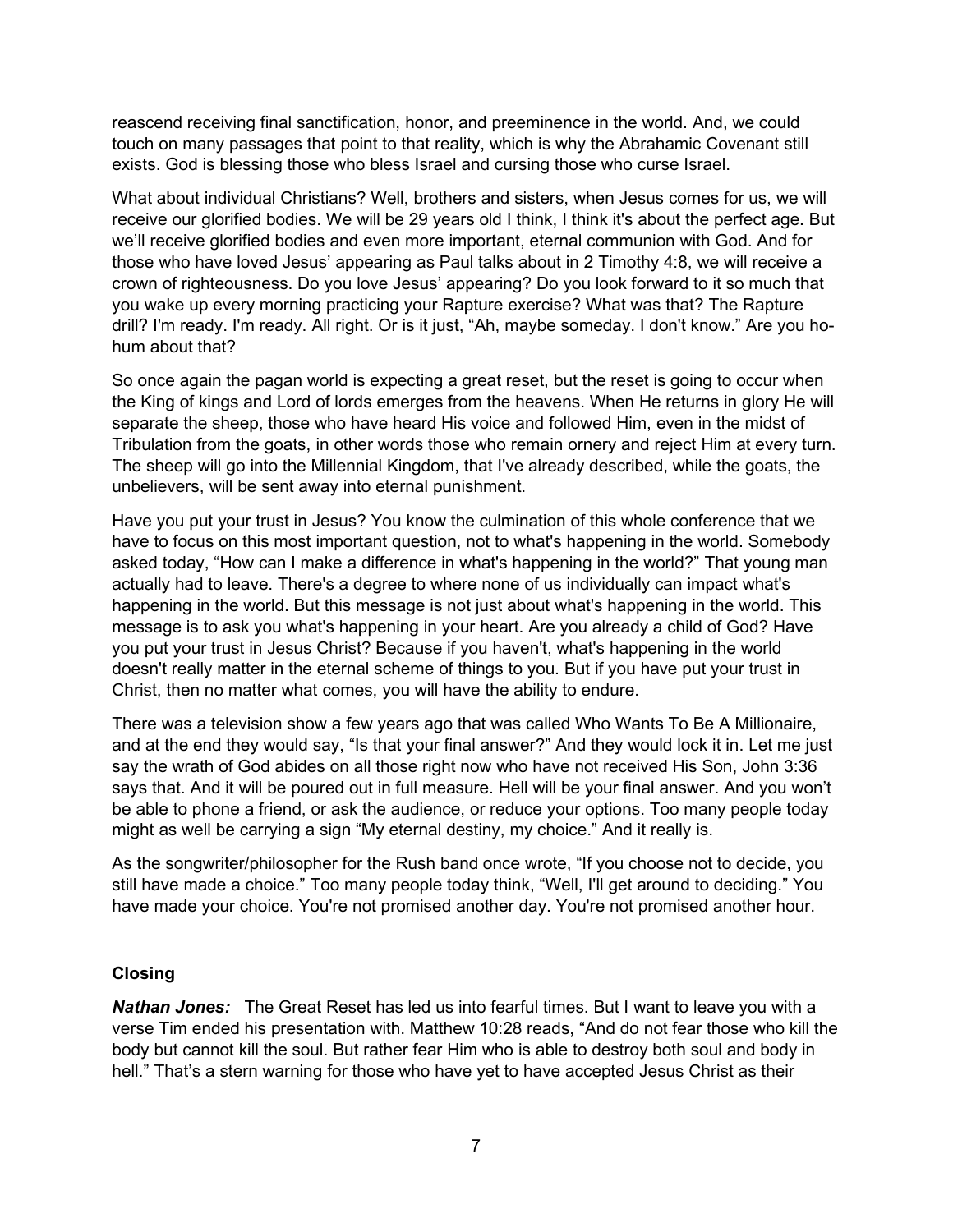reascend receiving final sanctification, honor, and preeminence in the world. And, we could touch on many passages that point to that reality, which is why the Abrahamic Covenant still exists. God is blessing those who bless Israel and cursing those who curse Israel.

What about individual Christians? Well, brothers and sisters, when Jesus comes for us, we will receive our glorified bodies. We will be 29 years old I think, I think it's about the perfect age. But we'll receive glorified bodies and even more important, eternal communion with God. And for those who have loved Jesus' appearing as Paul talks about in 2 Timothy 4:8, we will receive a crown of righteousness. Do you love Jesus' appearing? Do you look forward to it so much that you wake up every morning practicing your Rapture exercise? What was that? The Rapture drill? I'm ready. I'm ready. All right. Or is it just, "Ah, maybe someday. I don't know." Are you ho-hum about that?

So once again the pagan world is expecting a great reset, but the reset is going to occur when the King of kings and Lord of lords emerges from the heavens. When He returns in glory He will separate the sheep, those who have heard His voice and followed Him, even in the midst of Tribulation from the goats, in other words those who remain ornery and reject Him at every turn. The sheep will go into the Millennial Kingdom, that I've already described, while the goats, the unbelievers, will be sent away into eternal punishment.

Have you put your trust in Jesus? You know the culmination of this whole conference that we have to focus on this most important question, not to what's happening in the world. Somebody asked today, "How can I make a difference in what's happening in the world?" That young man actually had to leave. There's a degree to where none of us individually can impact what's happening in the world. But this message is not just about what's happening in the world. This message is to ask you what's happening in your heart. Are you already a child of God? Have you put your trust in Jesus Christ? Because if you haven't, what's happening in the world doesn't really matter in the eternal scheme of things to you. But if you have put your trust in Christ, then no matter what comes, you will have the ability to endure.

There was a television show a few years ago that was called Who Wants To Be A Millionaire, and at the end they would say, "Is that your final answer?" And they would lock it in. Let me just say the wrath of God abides on all those right now who have not received His Son, John 3:36 says that. And it will be poured out in full measure. Hell will be your final answer. And you won't be able to phone a friend, or ask the audience, or reduce your options. Too many people today might as well be carrying a sign "My eternal destiny, my choice." And it really is.

As the songwriter/philosopher for the Rush band once wrote, "If you choose not to decide, you still have made a choice." Too many people today think, "Well, I'll get around to deciding." You have made your choice. You're not promised another day. You're not promised another hour.

### Closing

***Nathan Jones:*** The Great Reset has led us into fearful times. But I want to leave you with a verse Tim ended his presentation with. Matthew 10:28 reads, "And do not fear those who kill the body but cannot kill the soul. But rather fear Him who is able to destroy both soul and body in hell." That's a stern warning for those who have yet to have accepted Jesus Christ as their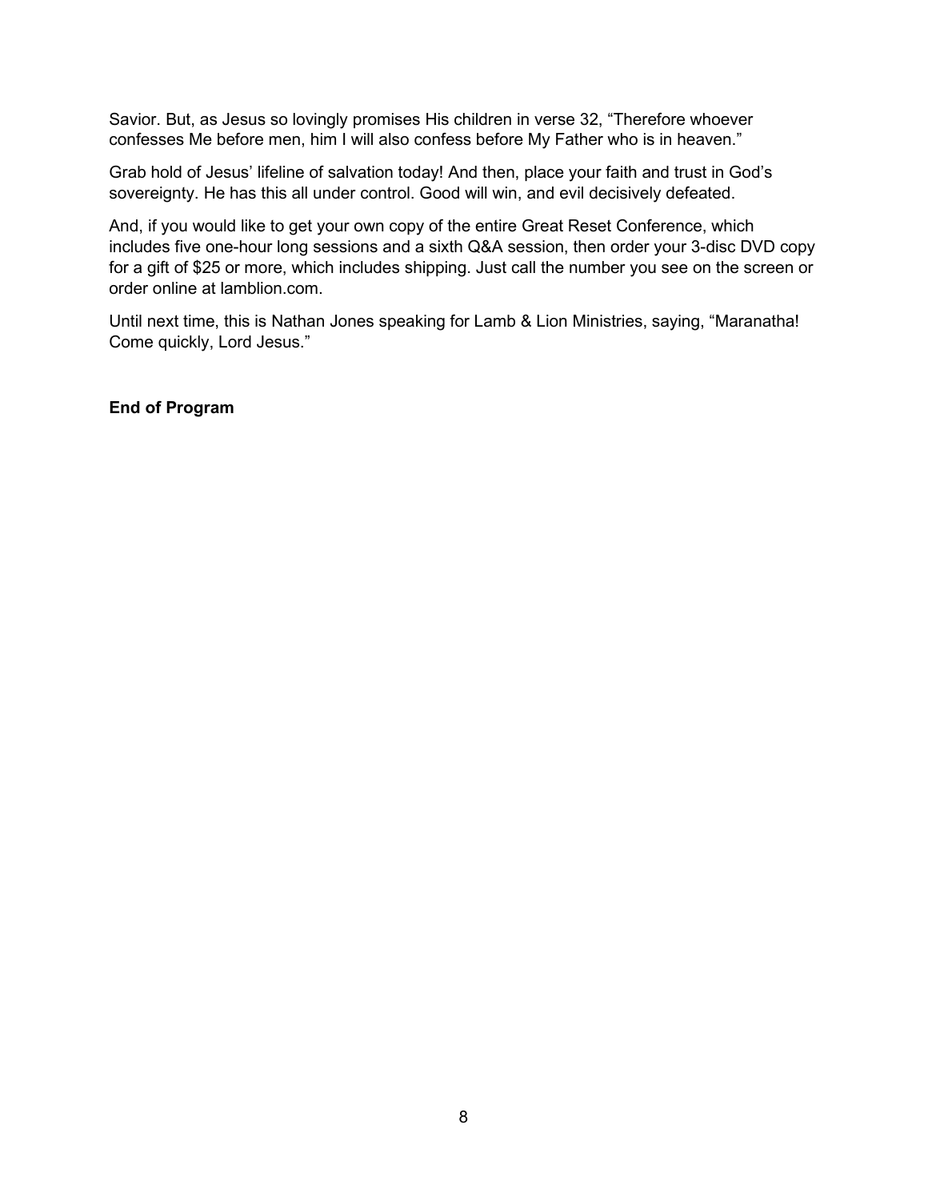Savior. But, as Jesus so lovingly promises His children in verse 32, "Therefore whoever confesses Me before men, him I will also confess before My Father who is in heaven."

Grab hold of Jesus' lifeline of salvation today! And then, place your faith and trust in God's sovereignty. He has this all under control. Good will win, and evil decisively defeated.

And, if you would like to get your own copy of the entire Great Reset Conference, which includes five one-hour long sessions and a sixth Q&A session, then order your 3-disc DVD copy for a gift of $25 or more, which includes shipping. Just call the number you see on the screen or order online at lamblion.com.

Until next time, this is Nathan Jones speaking for Lamb & Lion Ministries, saying, "Maranatha! Come quickly, Lord Jesus."

**End of Program**